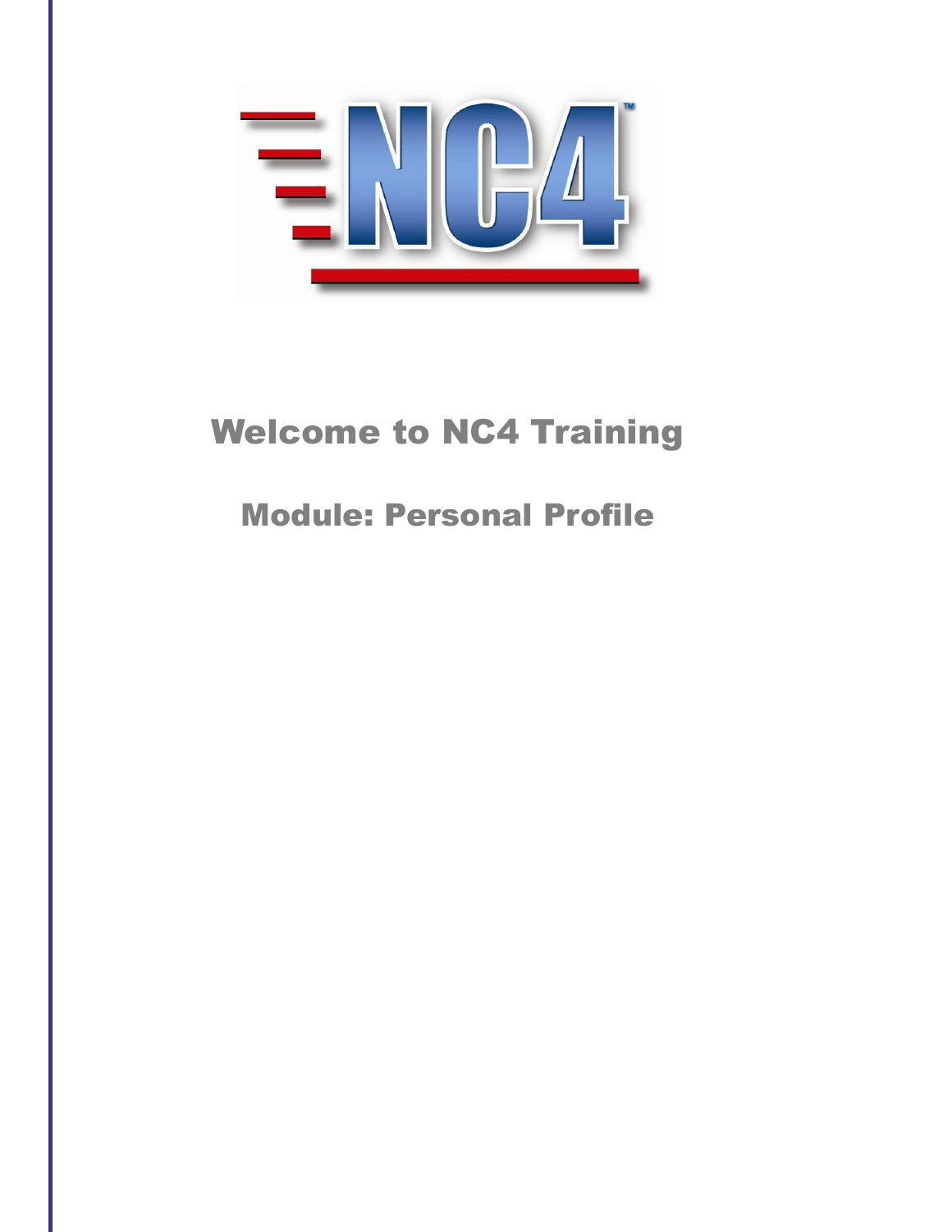# Welcome to NC4 Training

## Module: Personal Profile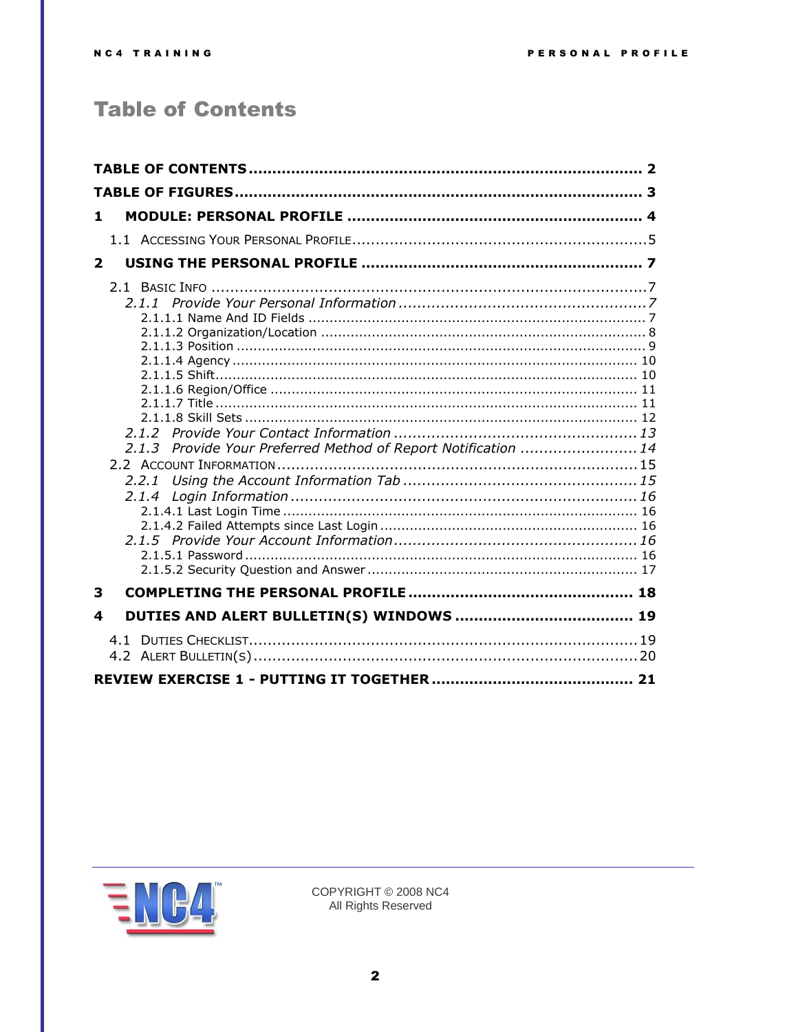# Table of Contents

TABLE OF CONTENTS .................................................................................... 2
TABLE OF FIGURES ...................................................................................... 3
1 MODULE: PERSONAL PROFILE ............................................................... 4
 1.1 ACCESSING YOUR PERSONAL PROFILE ................................................................ 5
2 USING THE PERSONAL PROFILE ............................................................ 7
 2.1 BASIC INFO ................................................................................................ 7
  *2.1.1 Provide Your Personal Information ...................................................... 7*
   2.1.1.1 Name And ID Fields ............................................................................... 7
   2.1.1.2 Organization/Location ............................................................................ 8
   2.1.1.3 Position ............................................................................................... 9
   2.1.1.4 Agency ............................................................................................... 10
   2.1.1.5 Shift.................................................................................................. 10
   2.1.1.6 Region/Office ...................................................................................... 11
   2.1.1.7 Title .................................................................................................. 11
   2.1.1.8 Skill Sets ............................................................................................ 12
  *2.1.2 Provide Your Contact Information .................................................... 13*
  *2.1.3 Provide Your Preferred Method of Report Notification ......................... 14*
 2.2 ACCOUNT INFORMATION ............................................................................. 15
  *2.2.1 Using the Account Information Tab .................................................. 15*
  *2.1.4 Login Information .......................................................................... 16*
   2.1.4.1 Last Login Time .................................................................................. 16
   2.1.4.2 Failed Attempts since Last Login ............................................................ 16
  *2.1.5 Provide Your Account Information .................................................... 16*
   2.1.5.1 Password ........................................................................................... 16
   2.1.5.2 Security Question and Answer ............................................................... 17
3 COMPLETING THE PERSONAL PROFILE ............................................... 18
4 DUTIES AND ALERT BULLETIN(S) WINDOWS ..................................... 19
 4.1 DUTIES CHECKLIST.................................................................................... 19
 4.2 ALERT BULLETIN(S) .................................................................................. 20
REVIEW EXERCISE 1 - PUTTING IT TOGETHER .......................................... 21

COPYRIGHT © 2008 NC4
All Rights Reserved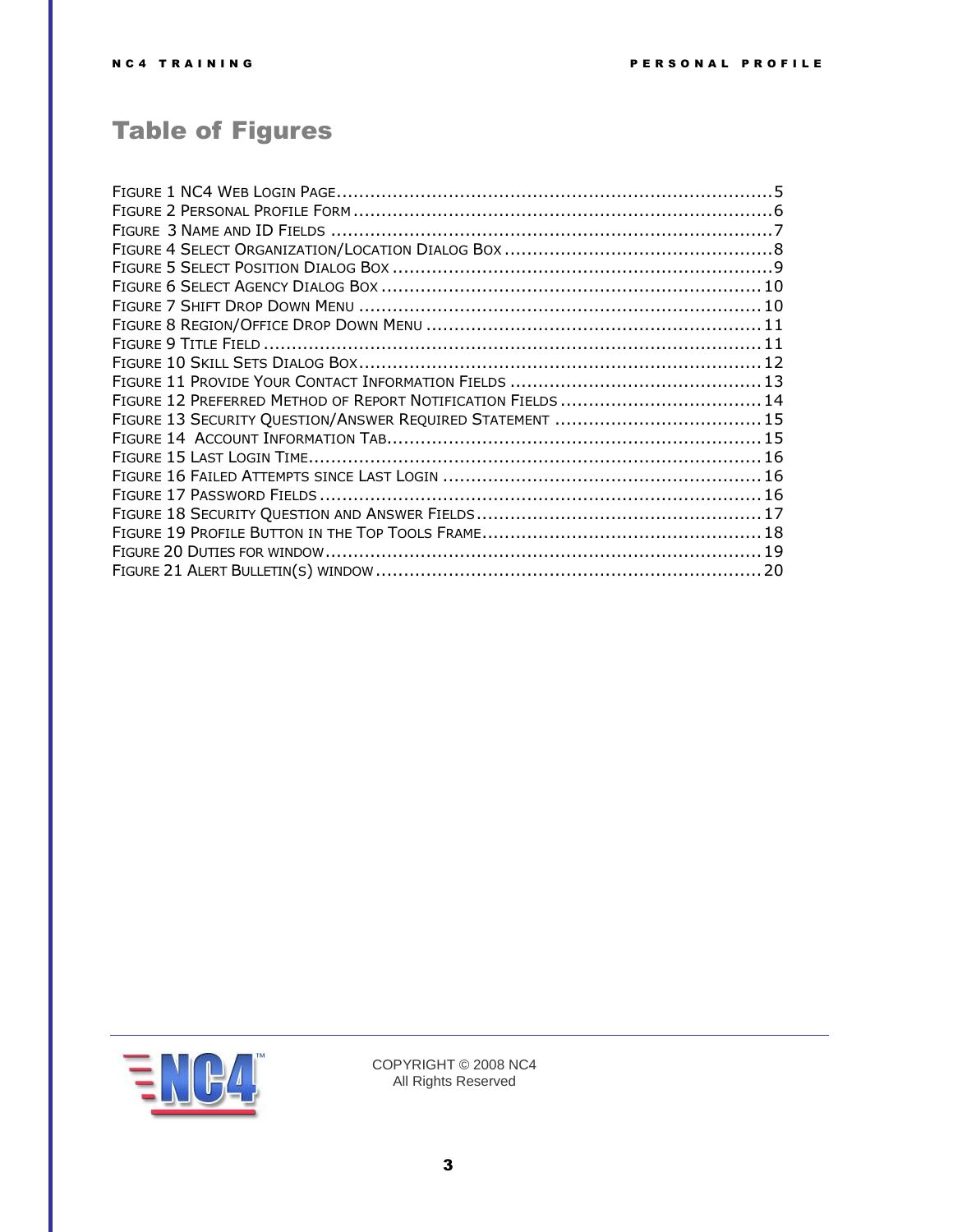# Table of Figures

Figure 1 NC4 Web Login Page....................................................................5
Figure 2 Personal Profile Form ..................................................................6
Figure 3 Name and ID Fields .......................................................................7
Figure 4 Select Organization/Location Dialog Box .......................................8
Figure 5 Select Position Dialog Box ............................................................9
Figure 6 Select Agency Dialog Box ............................................................10
Figure 7 Shift Drop Down Menu ................................................................10
Figure 8 Region/Office Drop Down Menu ...................................................11
Figure 9 Title Field ...................................................................................11
Figure 10 Skill Sets Dialog Box..................................................................12
Figure 11 Provide Your Contact Information Fields .....................................13
Figure 12 Preferred Method of Report Notification Fields ............................14
Figure 13 Security Question/Answer Required Statement .............................15
Figure 14 Account Information Tab............................................................15
Figure 15 Last Login Time.........................................................................16
Figure 16 Failed Attempts since Last Login ................................................16
Figure 17 Password Fields .........................................................................16
Figure 18 Security Question and Answer Fields............................................17
Figure 19 Profile Button in the Top Tools Frame..........................................18
Figure 20 Duties for window.......................................................................19
Figure 21 Alert Bulletin(s) window .............................................................20

COPYRIGHT © 2008 NC4
All Rights Reserved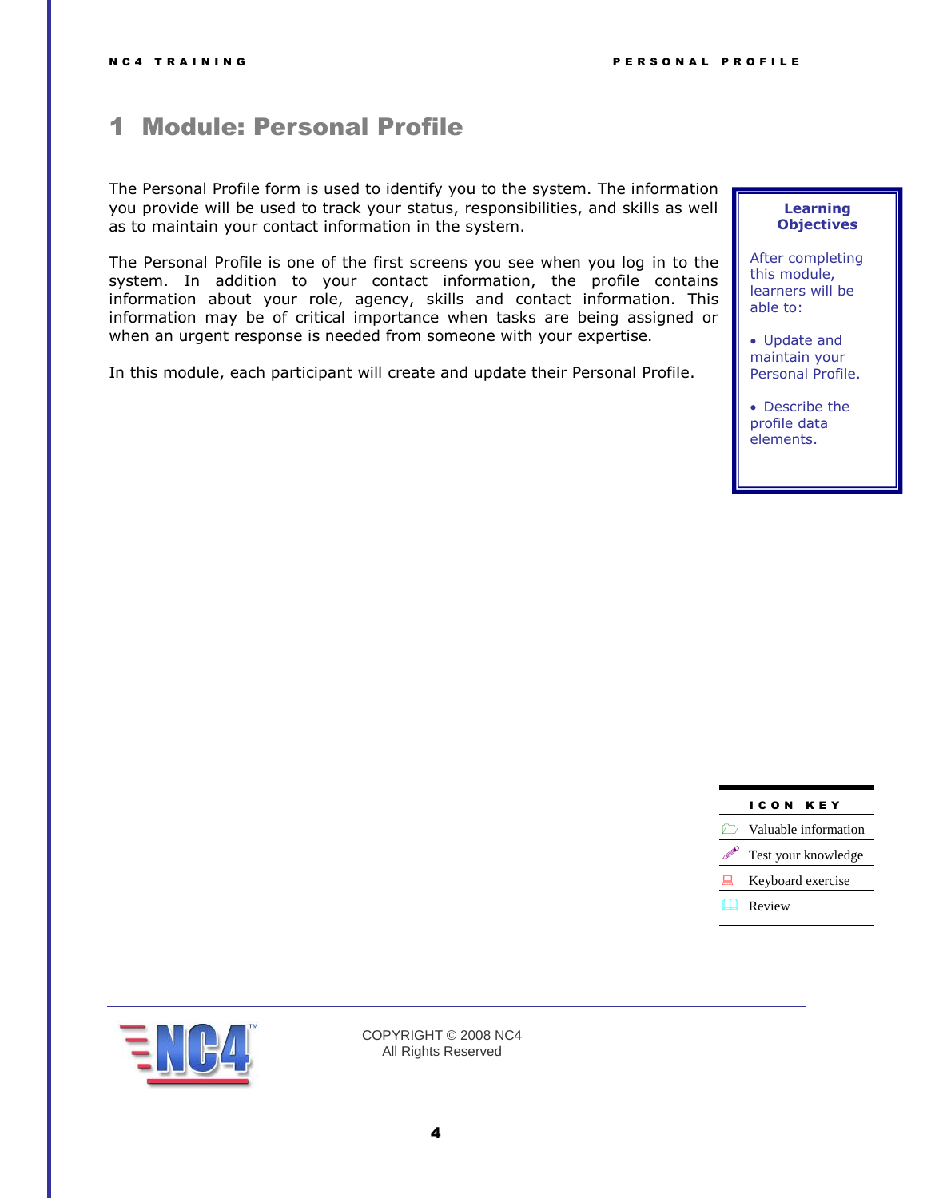// Module: Personal Profile

# 1 Module: Personal Profile

The Personal Profile form is used to identify you to the system. The information you provide will be used to track your status, responsibilities, and skills as well as to maintain your contact information in the system.

The Personal Profile is one of the first screens you see when you log in to the system. In addition to your contact information, the profile contains information about your role, agency, skills and contact information. This information may be of critical importance when tasks are being assigned or when an urgent response is needed from someone with your expertise.

In this module, each participant will create and update their Personal Profile.

**Learning Objectives**

After completing this module, learners will be able to:

- Update and maintain your Personal Profile.
- Describe the profile data elements.

| ICON KEY |
|---|
| Valuable information |
| Test your knowledge |
| Keyboard exercise |
| Review |

COPYRIGHT © 2008 NC4
All Rights Reserved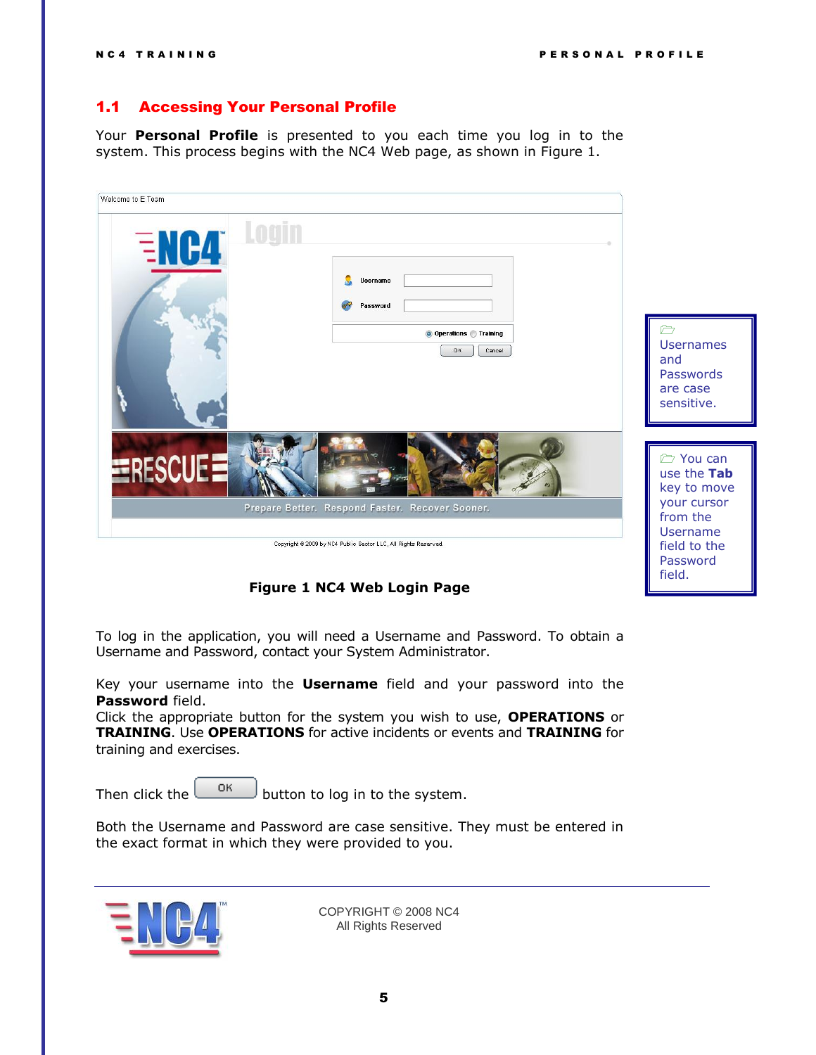## 1.1 Accessing Your Personal Profile

Your **Personal Profile** is presented to you each time you log in to the system. This process begins with the NC4 Web page, as shown in Figure 1.

**Figure 1 NC4 Web Login Page**

> Usernames and Passwords are case sensitive.

> You can use the **Tab** key to move your cursor from the Username field to the Password field.

To log in the application, you will need a Username and Password. To obtain a Username and Password, contact your System Administrator.

Key your username into the **Username** field and your password into the **Password** field.
Click the appropriate button for the system you wish to use, **OPERATIONS** or **TRAINING**. Use **OPERATIONS** for active incidents or events and **TRAINING** for training and exercises.

Then click the OK button to log in to the system.

Both the Username and Password are case sensitive. They must be entered in the exact format in which they were provided to you.

COPYRIGHT © 2008 NC4
All Rights Reserved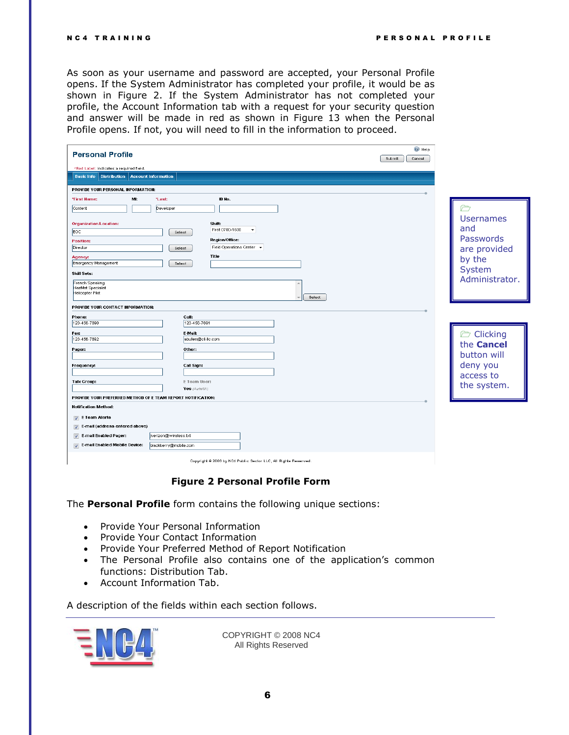As soon as your username and password are accepted, your Personal Profile opens. If the System Administrator has completed your profile, it would be as shown in Figure 2. If the System Administrator has not completed your profile, the Account Information tab with a request for your security question and answer will be made in red as shown in Figure 13 when the Personal Profile opens. If not, you will need to fill in the information to proceed.

> Usernames and Passwords are provided by the System Administrator.

> Clicking the **Cancel** button will deny you access to the system.

**Figure 2 Personal Profile Form**

The **Personal Profile** form contains the following unique sections:

- Provide Your Personal Information
- Provide Your Contact Information
- Provide Your Preferred Method of Report Notification
- The Personal Profile also contains one of the application's common functions: Distribution Tab.
- Account Information Tab.

A description of the fields within each section follows.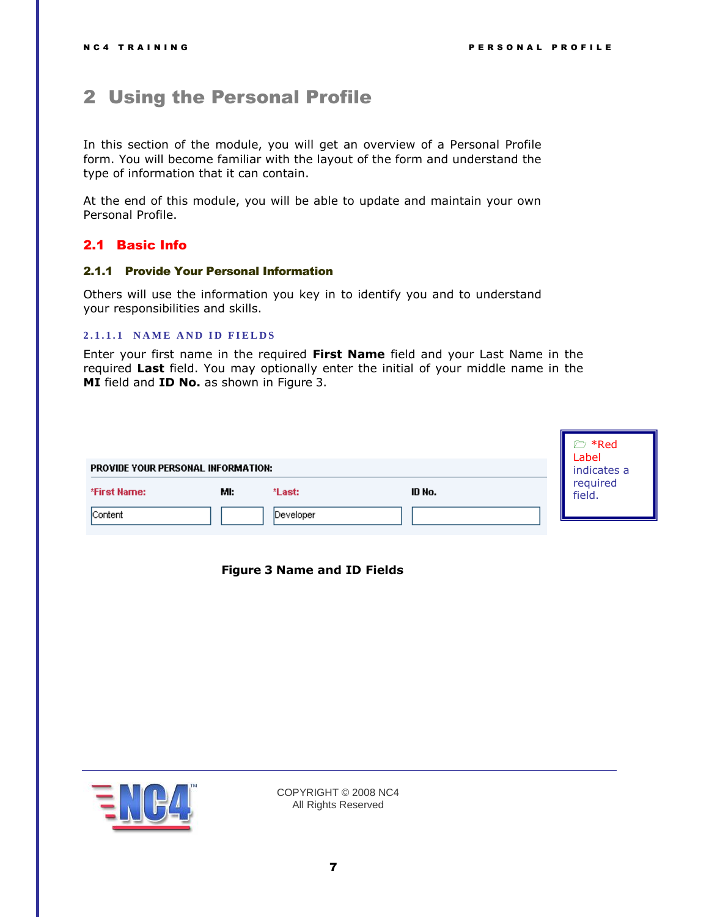# 2 Using the Personal Profile

In this section of the module, you will get an overview of a Personal Profile form. You will become familiar with the layout of the form and understand the type of information that it can contain.

At the end of this module, you will be able to update and maintain your own Personal Profile.

## 2.1 Basic Info

### 2.1.1 Provide Your Personal Information

Others will use the information you key in to identify you and to understand your responsibilities and skills.

#### 2.1.1.1 NAME AND ID FIELDS

Enter your first name in the required **First Name** field and your Last Name in the required **Last** field. You may optionally enter the initial of your middle name in the **MI** field and **ID No.** as shown in Figure 3.

**PROVIDE YOUR PERSONAL INFORMATION:**

| *First Name: | MI: | *Last: | ID No. |
|---|---|---|---|
| Content | | Developer | |

*Red Label indicates a required field.

**Figure 3 Name and ID Fields**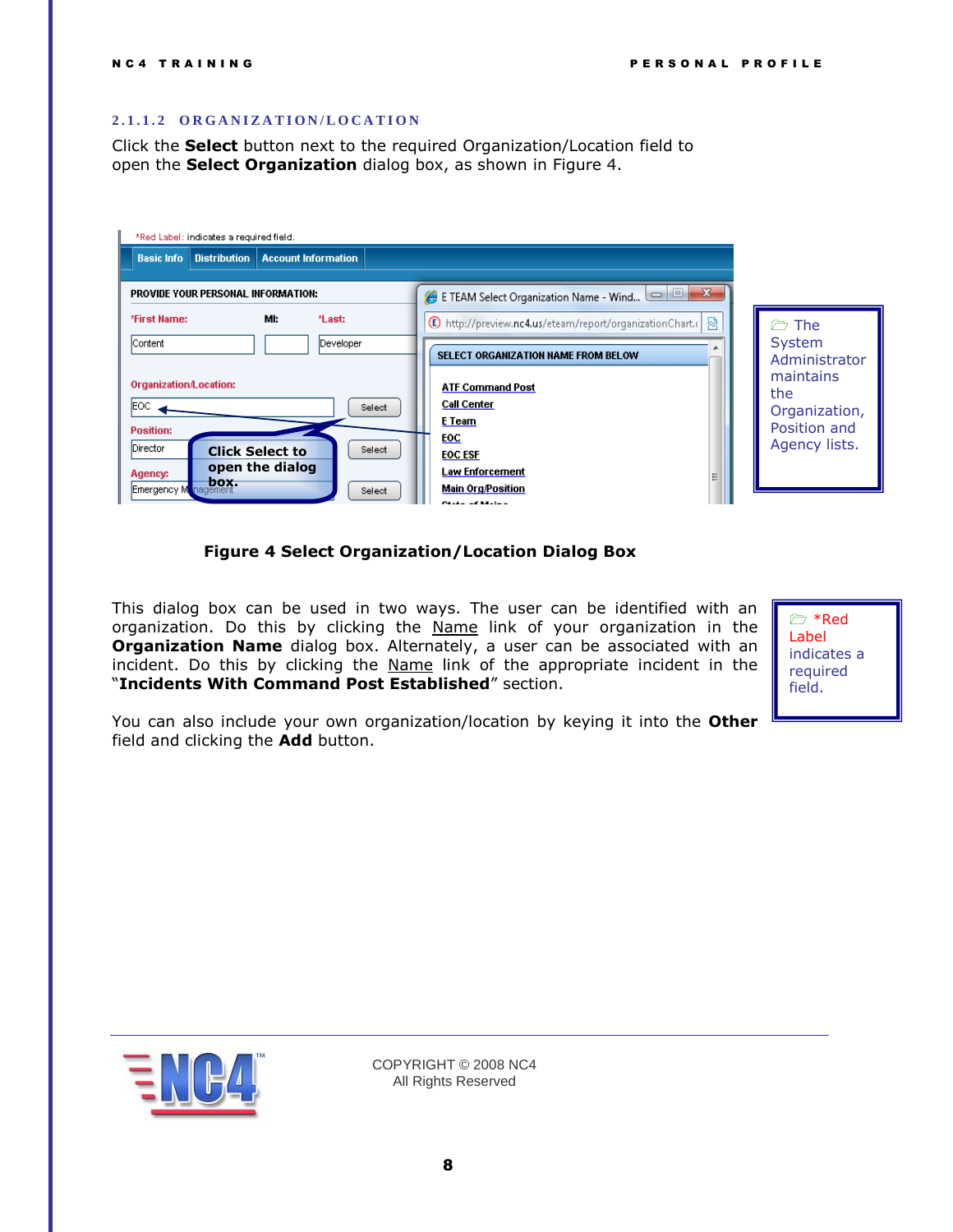### 2.1.1.2 ORGANIZATION/LOCATION

Click the **Select** button next to the required Organization/Location field to open the **Select Organization** dialog box, as shown in Figure 4.

> The System Administrator maintains the Organization, Position and Agency lists.

**Figure 4 Select Organization/Location Dialog Box**

This dialog box can be used in two ways. The user can be identified with an organization. Do this by clicking the Name link of your organization in the **Organization Name** dialog box. Alternately, a user can be associated with an incident. Do this by clicking the Name link of the appropriate incident in the "**Incidents With Command Post Established**" section.

> *Red Label indicates a required field.

You can also include your own organization/location by keying it into the **Other** field and clicking the **Add** button.

COPYRIGHT © 2008 NC4
All Rights Reserved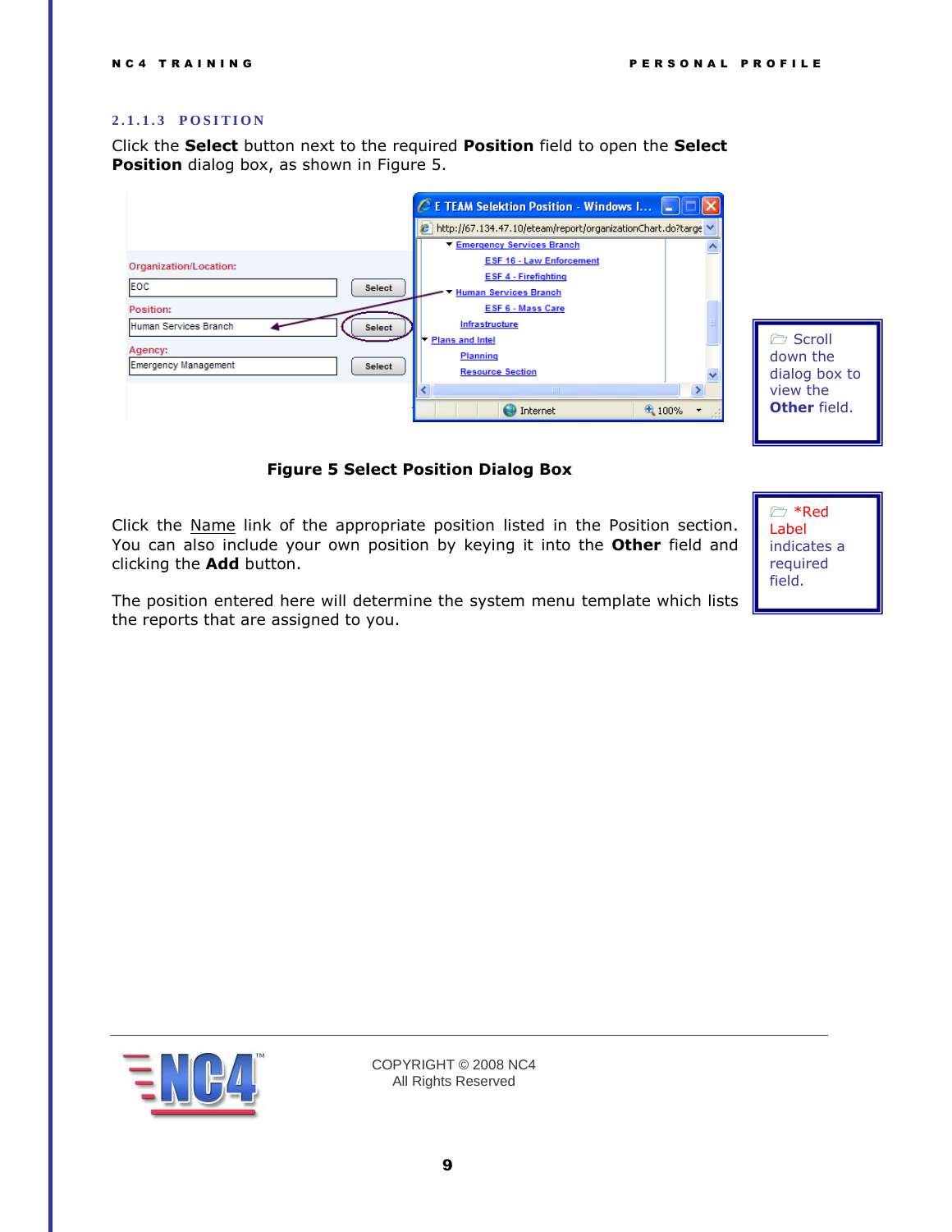### 2.1.1.3 POSITION

Click the **Select** button next to the required **Position** field to open the **Select Position** dialog box, as shown in Figure 5.

> Scroll down the dialog box to view the **Other** field.

**Figure 5 Select Position Dialog Box**

> *Red Label indicates a required field.

Click the Name link of the appropriate position listed in the Position section. You can also include your own position by keying it into the **Other** field and clicking the **Add** button.

The position entered here will determine the system menu template which lists the reports that are assigned to you.

COPYRIGHT © 2008 NC4
All Rights Reserved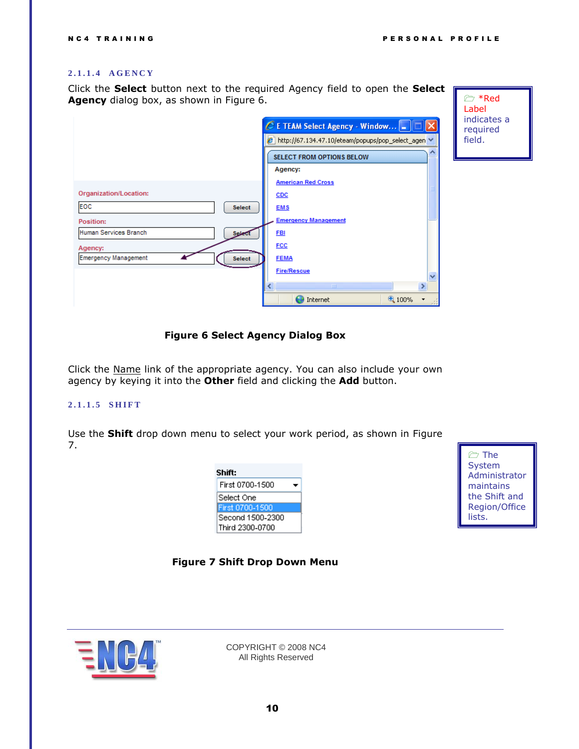### 2.1.1.4 AGENCY

Click the **Select** button next to the required Agency field to open the **Select Agency** dialog box, as shown in Figure 6.

> *Red Label indicates a required field.

**Figure 6 Select Agency Dialog Box**

Click the Name link of the appropriate agency. You can also include your own agency by keying it into the **Other** field and clicking the **Add** button.

### 2.1.1.5 SHIFT

Use the **Shift** drop down menu to select your work period, as shown in Figure 7.

> The System Administrator maintains the Shift and Region/Office lists.

**Figure 7 Shift Drop Down Menu**

COPYRIGHT © 2008 NC4
All Rights Reserved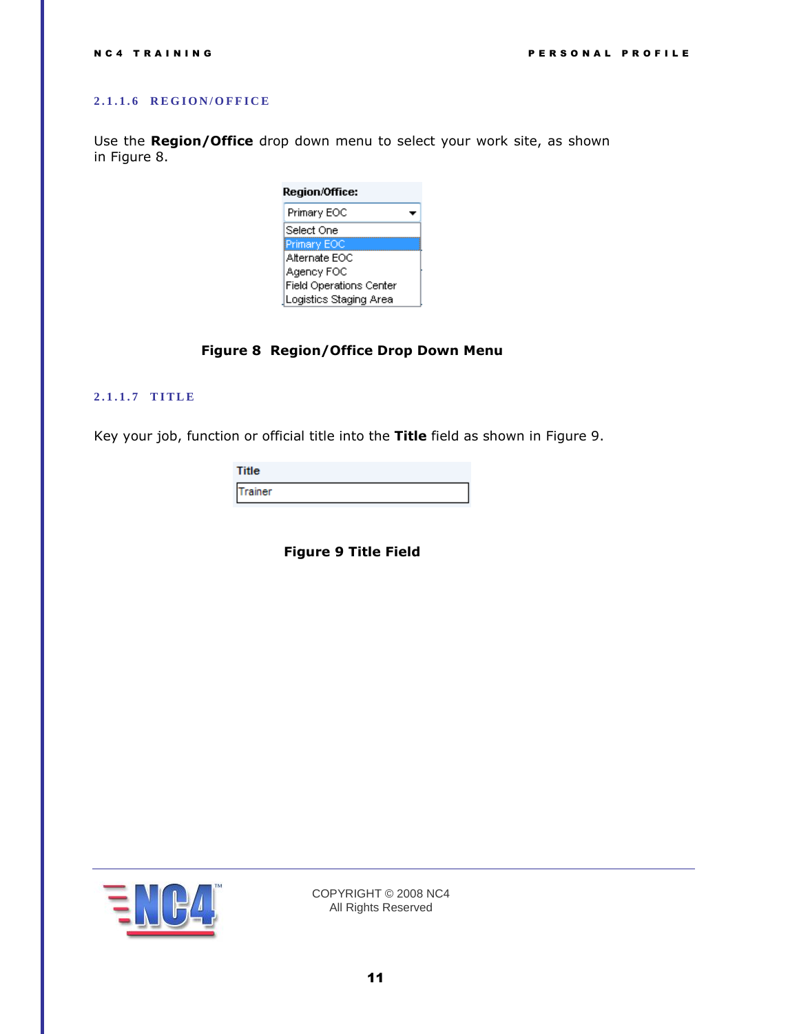#### 2.1.1.6 REGION/OFFICE

Use the **Region/Office** drop down menu to select your work site, as shown in Figure 8.

**Figure 8 Region/Office Drop Down Menu**

#### 2.1.1.7 TITLE

Key your job, function or official title into the **Title** field as shown in Figure 9.

**Figure 9 Title Field**

COPYRIGHT © 2008 NC4
All Rights Reserved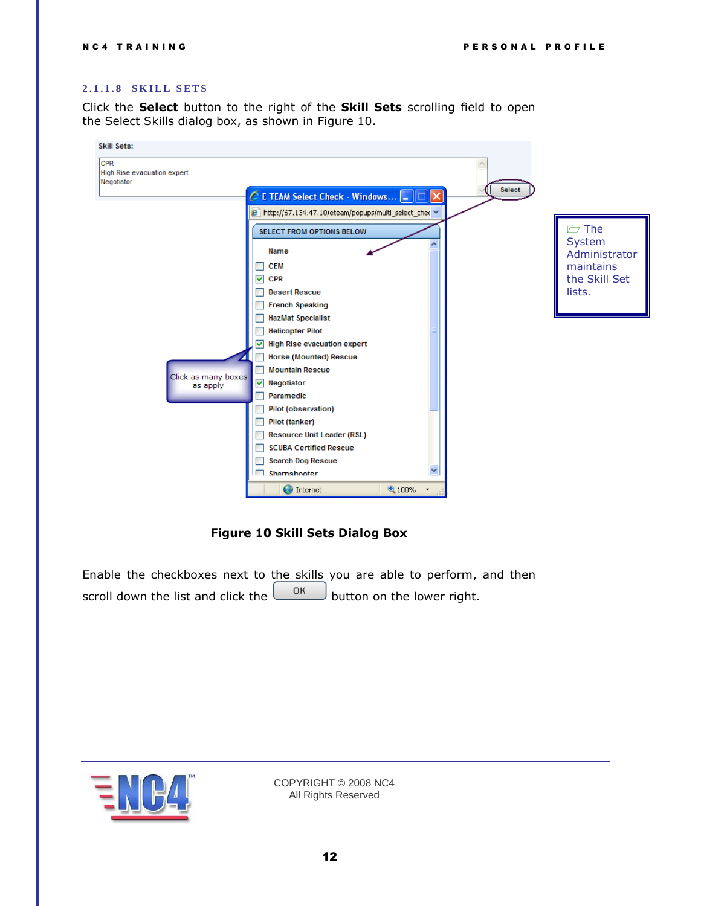### 2.1.1.8 SKILL SETS

Click the **Select** button to the right of the **Skill Sets** scrolling field to open the Select Skills dialog box, as shown in Figure 10.

**Figure 10 Skill Sets Dialog Box**

> The System Administrator maintains the Skill Set lists.

Enable the checkboxes next to the skills you are able to perform, and then scroll down the list and click the OK button on the lower right.

COPYRIGHT © 2008 NC4
All Rights Reserved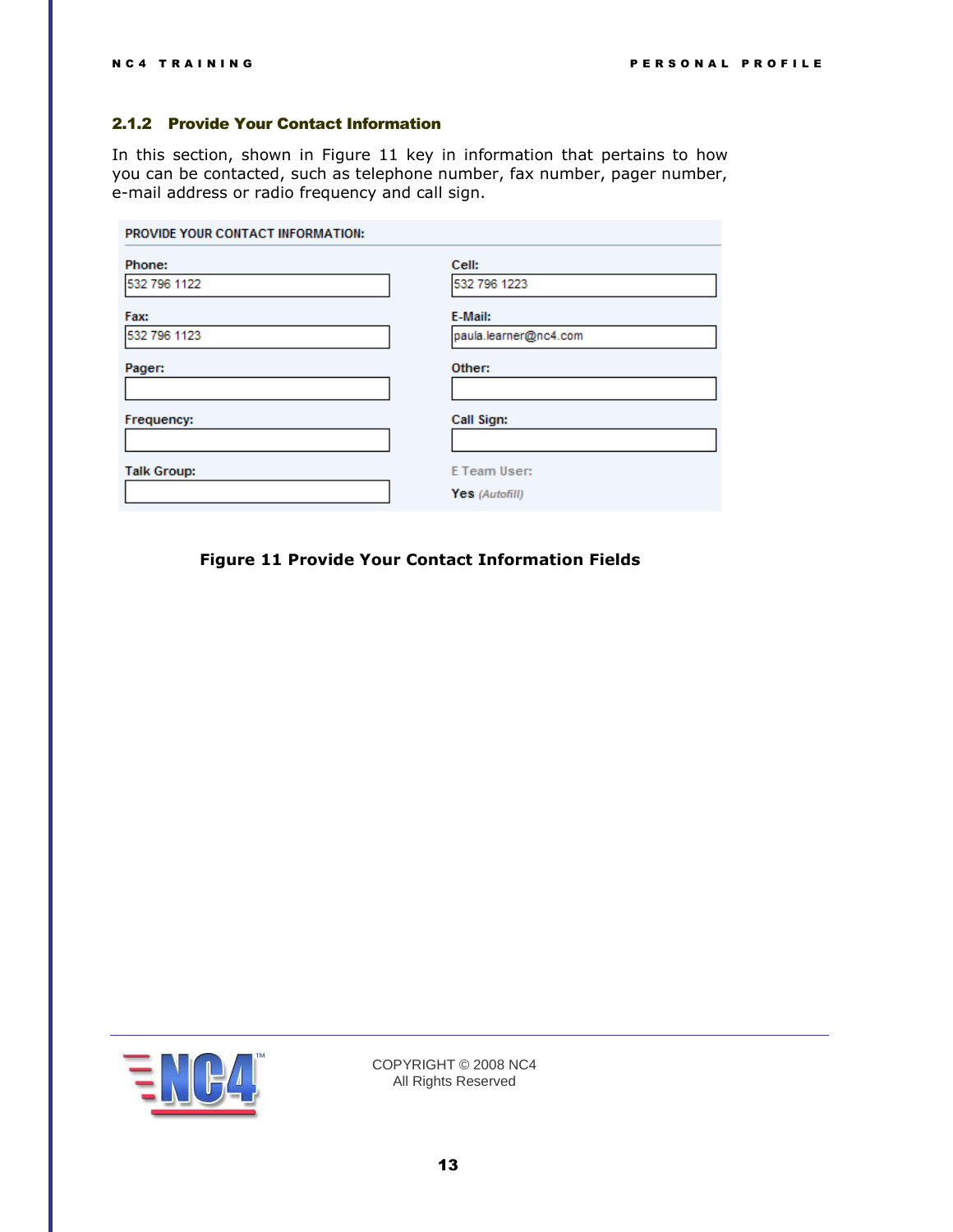### 2.1.2 Provide Your Contact Information

In this section, shown in Figure 11 key in information that pertains to how you can be contacted, such as telephone number, fax number, pager number, e-mail address or radio frequency and call sign.

**PROVIDE YOUR CONTACT INFORMATION:**

| Field | Value | Field | Value |
|---|---|---|---|
| Phone: | 532 796 1122 | Cell: | 532 796 1223 |
| Fax: | 532 796 1123 | E-Mail: | paula.learner@nc4.com |
| Pager: | | Other: | |
| Frequency: | | Call Sign: | |
| Talk Group: | | E Team User: | Yes *(Autofill)* |

**Figure 11 Provide Your Contact Information Fields**

COPYRIGHT © 2008 NC4
All Rights Reserved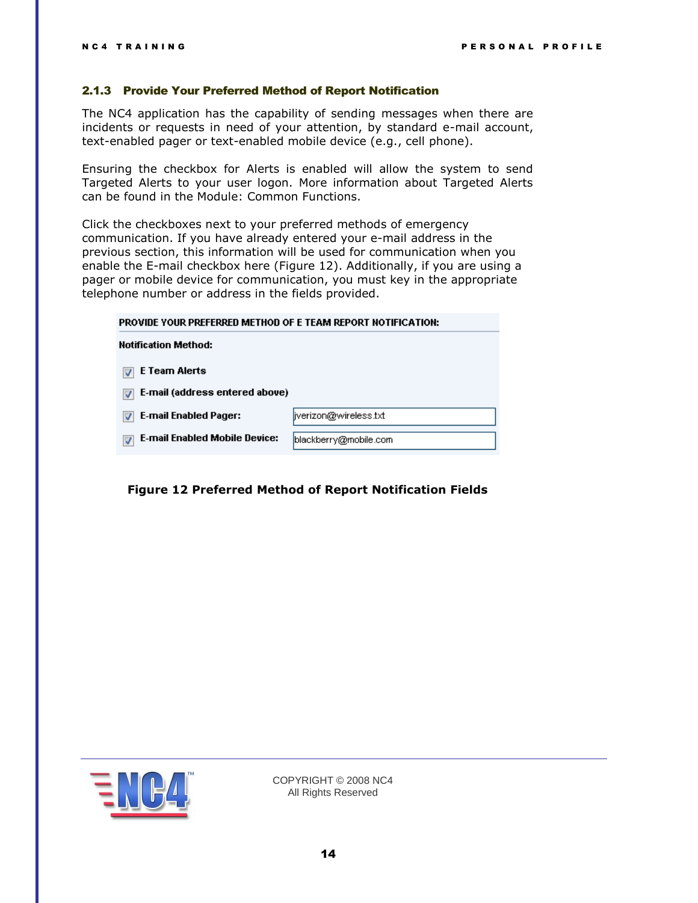### 2.1.3 Provide Your Preferred Method of Report Notification

The NC4 application has the capability of sending messages when there are incidents or requests in need of your attention, by standard e-mail account, text-enabled pager or text-enabled mobile device (e.g., cell phone).

Ensuring the checkbox for Alerts is enabled will allow the system to send Targeted Alerts to your user logon. More information about Targeted Alerts can be found in the Module: Common Functions.

Click the checkboxes next to your preferred methods of emergency communication. If you have already entered your e-mail address in the previous section, this information will be used for communication when you enable the E-mail checkbox here (Figure 12). Additionally, if you are using a pager or mobile device for communication, you must key in the appropriate telephone number or address in the fields provided.

**PROVIDE YOUR PREFERRED METHOD OF E TEAM REPORT NOTIFICATION:**

**Notification Method:**

- [x] **E Team Alerts**
- [x] **E-mail (address entered above)**
- [x] **E-mail Enabled Pager:** jverizon@wireless.txt
- [x] **E-mail Enabled Mobile Device:** blackberry@mobile.com

**Figure 12 Preferred Method of Report Notification Fields**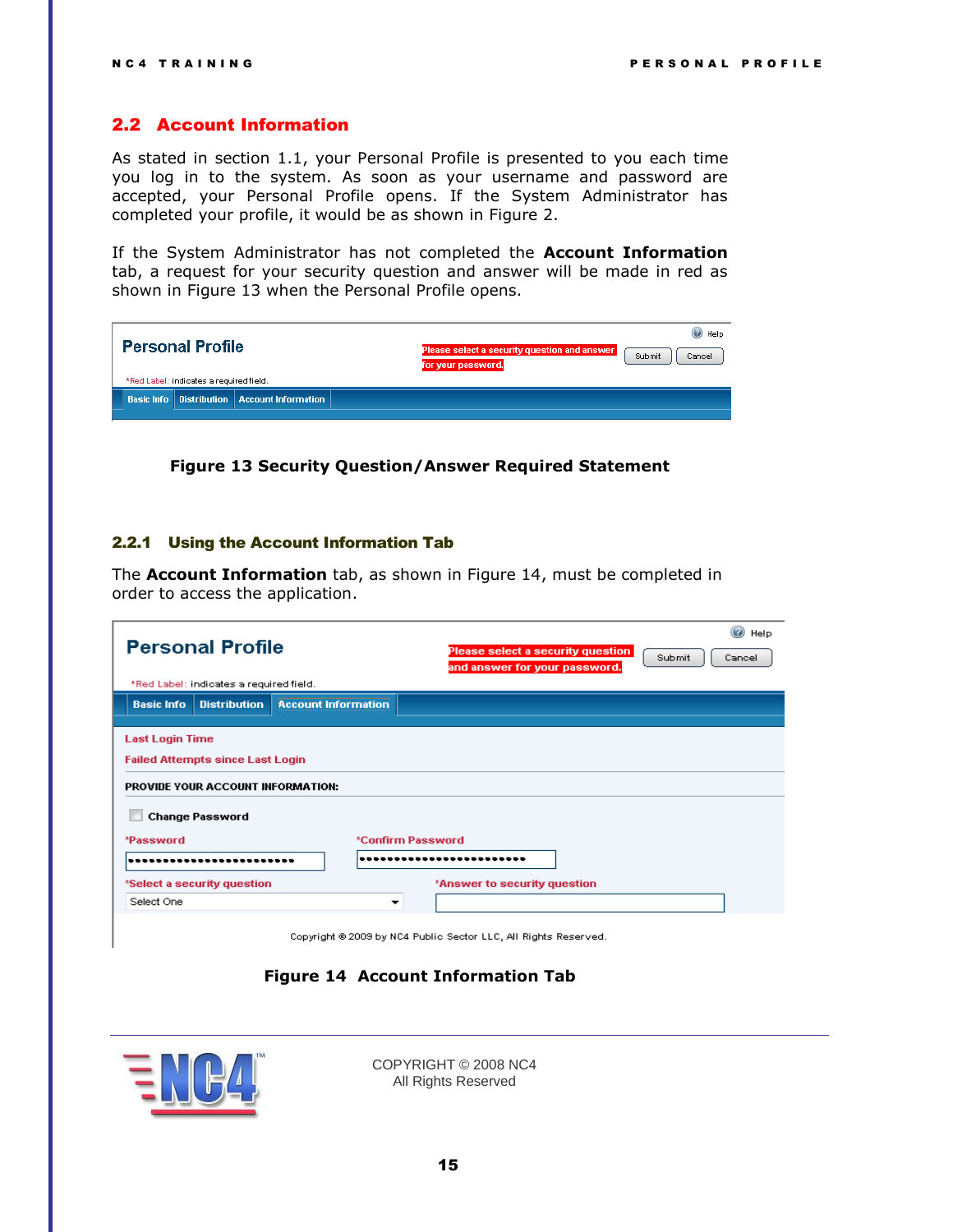## 2.2 Account Information

As stated in section 1.1, your Personal Profile is presented to you each time you log in to the system. As soon as your username and password are accepted, your Personal Profile opens. If the System Administrator has completed your profile, it would be as shown in Figure 2.

If the System Administrator has not completed the **Account Information** tab, a request for your security question and answer will be made in red as shown in Figure 13 when the Personal Profile opens.

**Figure 13 Security Question/Answer Required Statement**

### 2.2.1 Using the Account Information Tab

The **Account Information** tab, as shown in Figure 14, must be completed in order to access the application.

**Figure 14 Account Information Tab**

COPYRIGHT © 2008 NC4
All Rights Reserved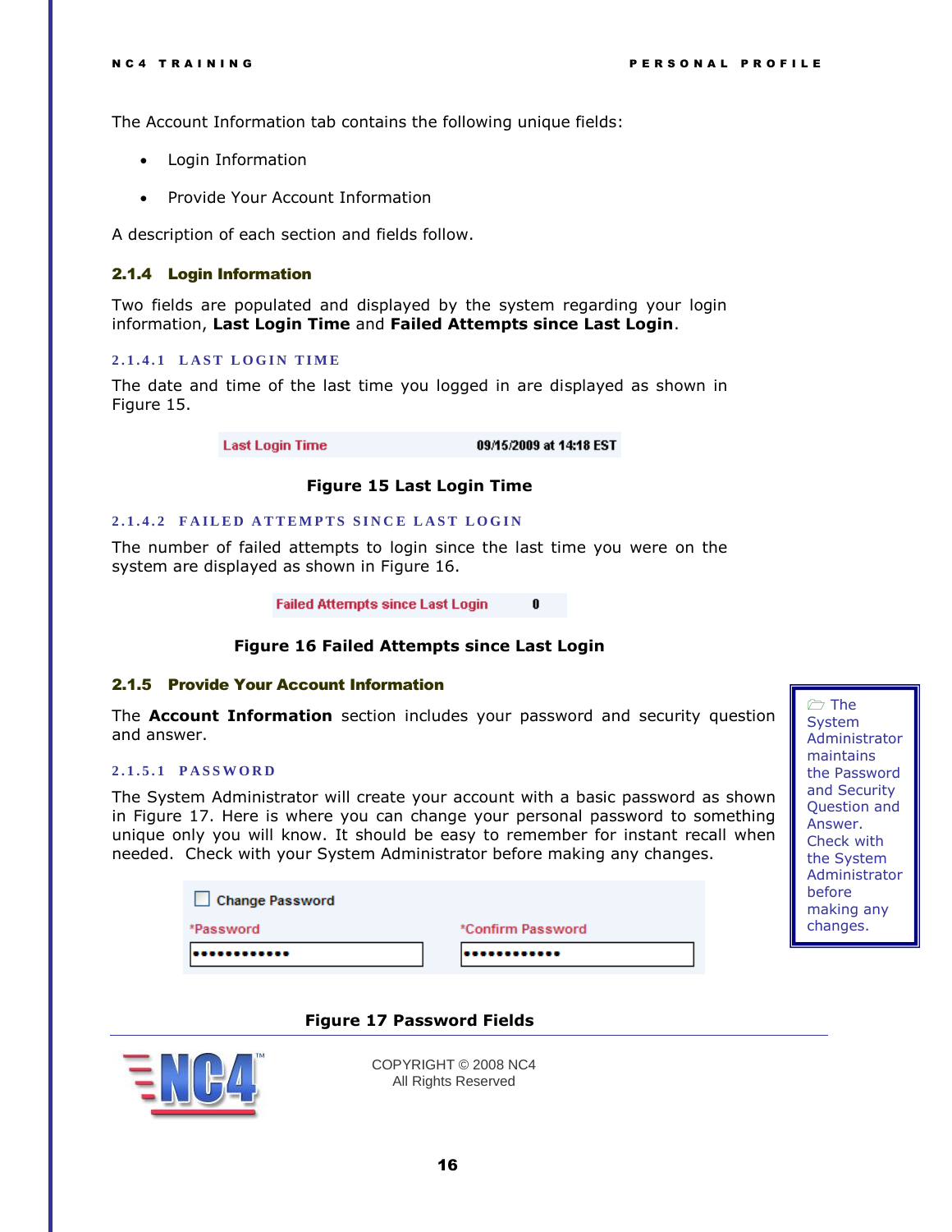The Account Information tab contains the following unique fields:

- Login Information
- Provide Your Account Information

A description of each section and fields follow.

### 2.1.4 Login Information

Two fields are populated and displayed by the system regarding your login information, **Last Login Time** and **Failed Attempts since Last Login**.

#### 2.1.4.1 LAST LOGIN TIME

The date and time of the last time you logged in are displayed as shown in Figure 15.

| Last Login Time | 09/15/2009 at 14:18 EST |
|---|---|

**Figure 15 Last Login Time**

#### 2.1.4.2 FAILED ATTEMPTS SINCE LAST LOGIN

The number of failed attempts to login since the last time you were on the system are displayed as shown in Figure 16.

| Failed Attempts since Last Login | 0 |
|---|---|

**Figure 16 Failed Attempts since Last Login**

### 2.1.5 Provide Your Account Information

The **Account Information** section includes your password and security question and answer.

> The System Administrator maintains the Password and Security Question and Answer. Check with the System Administrator before making any changes.

#### 2.1.5.1 PASSWORD

The System Administrator will create your account with a basic password as shown in Figure 17. Here is where you can change your personal password to something unique only you will know. It should be easy to remember for instant recall when needed. Check with your System Administrator before making any changes.

☐ Change Password

| *Password | *Confirm Password |
|---|---|
| •••••••••••• | •••••••••••• |

**Figure 17 Password Fields**

COPYRIGHT © 2008 NC4
All Rights Reserved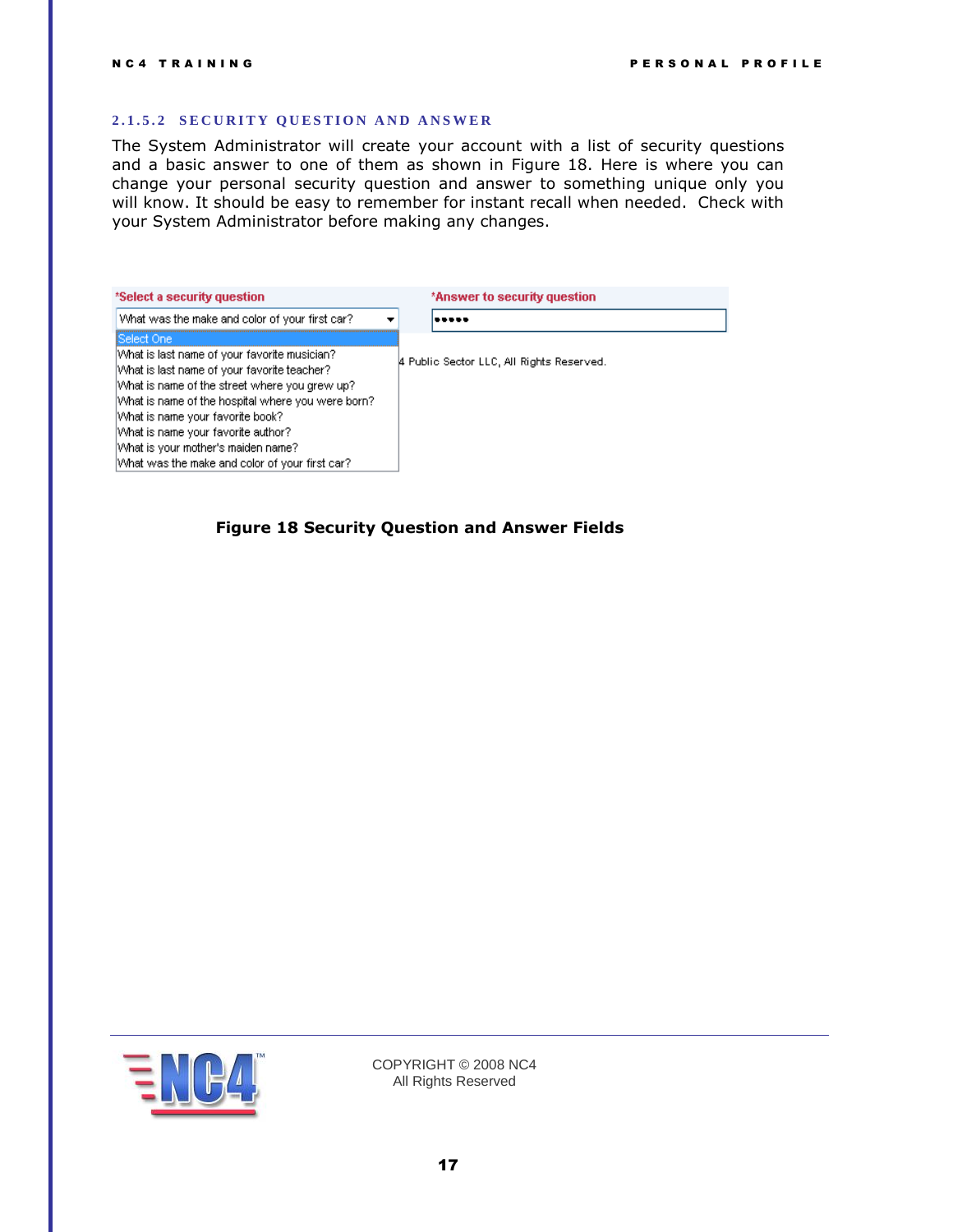### 2.1.5.2 SECURITY QUESTION AND ANSWER

The System Administrator will create your account with a list of security questions and a basic answer to one of them as shown in Figure 18. Here is where you can change your personal security question and answer to something unique only you will know. It should be easy to remember for instant recall when needed. Check with your System Administrator before making any changes.

*Select a security question

What was the make and color of your first car?

- Select One
- What is last name of your favorite musician?
- What is last name of your favorite teacher?
- What is name of the street where you grew up?
- What is name of the hospital where you were born?
- What is name your favorite book?
- What is name your favorite author?
- What is your mother's maiden name?
- What was the make and color of your first car?

*Answer to security question

•••••

4 Public Sector LLC, All Rights Reserved.

**Figure 18 Security Question and Answer Fields**

COPYRIGHT © 2008 NC4
All Rights Reserved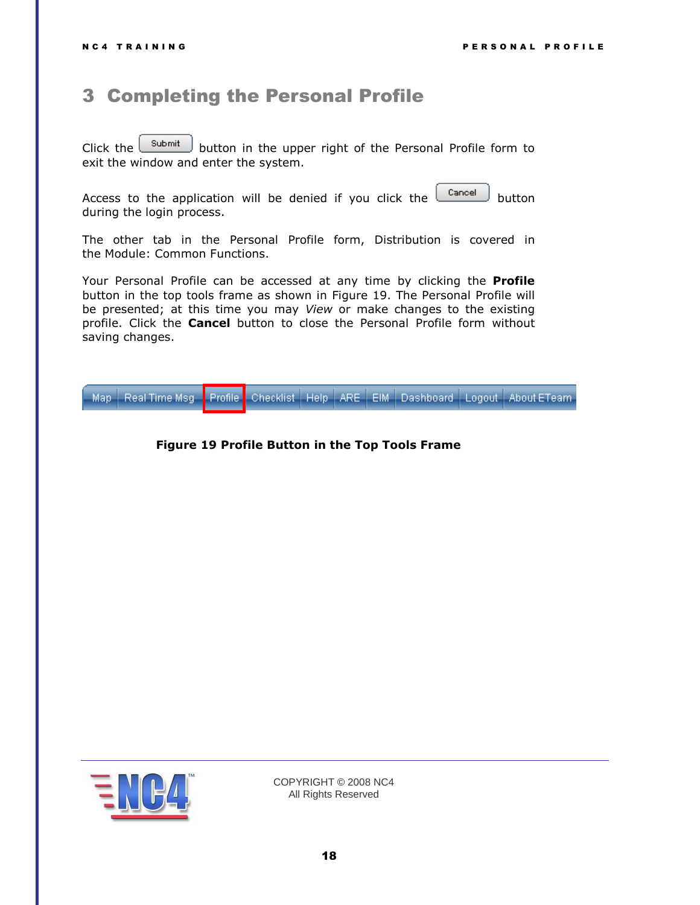# 3 Completing the Personal Profile

Click the Submit button in the upper right of the Personal Profile form to exit the window and enter the system.

Access to the application will be denied if you click the Cancel button during the login process.

The other tab in the Personal Profile form, Distribution is covered in the Module: Common Functions.

Your Personal Profile can be accessed at any time by clicking the **Profile** button in the top tools frame as shown in Figure 19. The Personal Profile will be presented; at this time you may *View* or make changes to the existing profile. Click the **Cancel** button to close the Personal Profile form without saving changes.

Map | Real Time Msg | Profile | Checklist | Help | ARE | EIM | Dashboard | Logout | About ETeam

**Figure 19 Profile Button in the Top Tools Frame**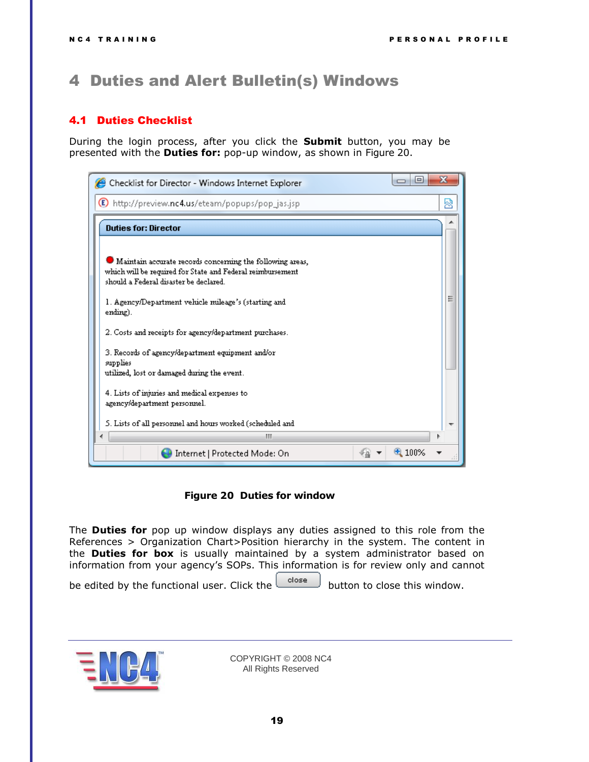# 4 Duties and Alert Bulletin(s) Windows

## 4.1 Duties Checklist

During the login process, after you click the **Submit** button, you may be presented with the **Duties for:** pop-up window, as shown in Figure 20.

**Figure 20 Duties for window**

The **Duties for** pop up window displays any duties assigned to this role from the References > Organization Chart>Position hierarchy in the system. The content in the **Duties for box** is usually maintained by a system administrator based on information from your agency's SOPs. This information is for review only and cannot be edited by the functional user. Click the close button to close this window.

COPYRIGHT © 2008 NC4
All Rights Reserved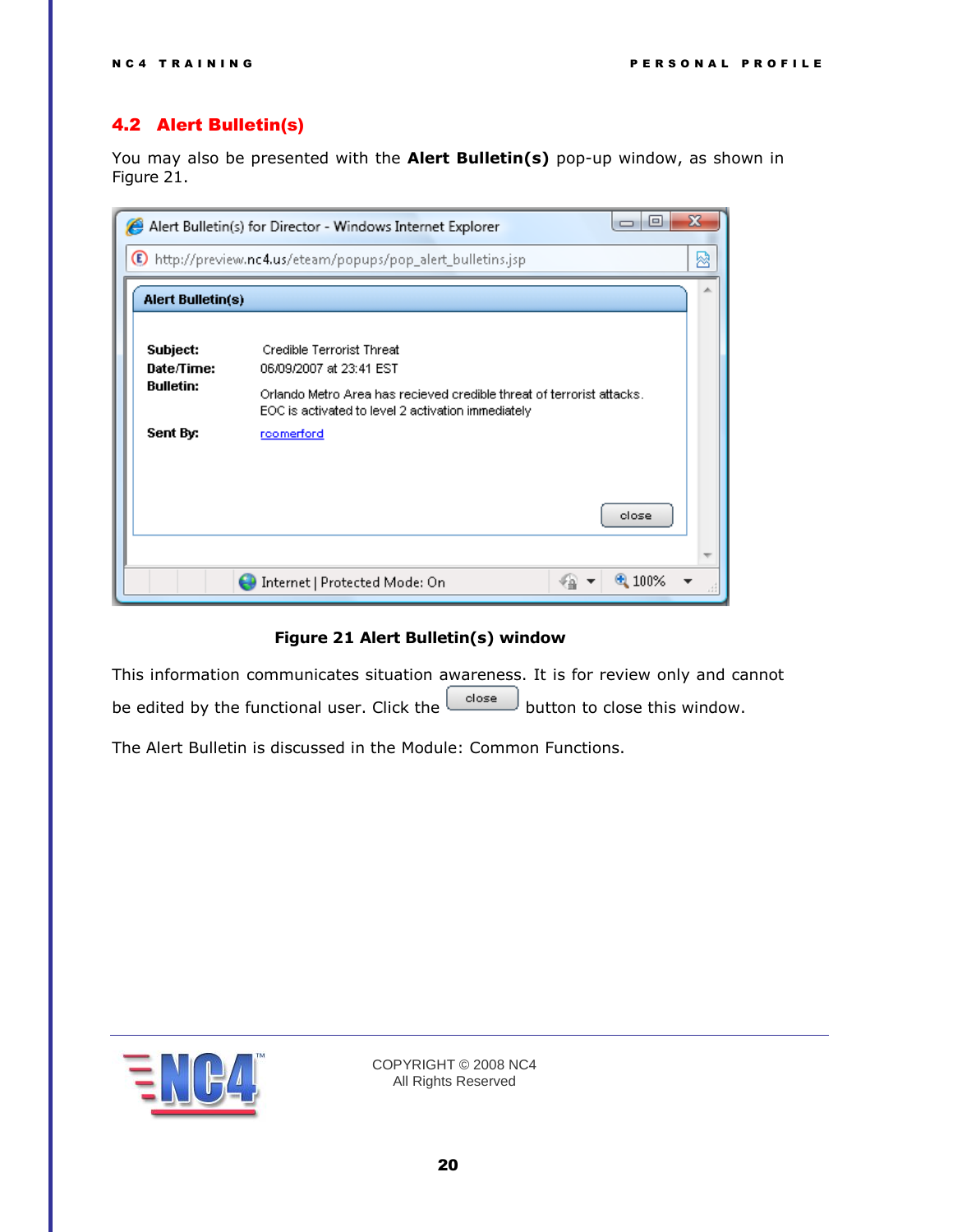## 4.2 Alert Bulletin(s)

You may also be presented with the **Alert Bulletin(s)** pop-up window, as shown in Figure 21.

**Figure 21 Alert Bulletin(s) window**

This information communicates situation awareness. It is for review only and cannot be edited by the functional user. Click the close button to close this window.

The Alert Bulletin is discussed in the Module: Common Functions.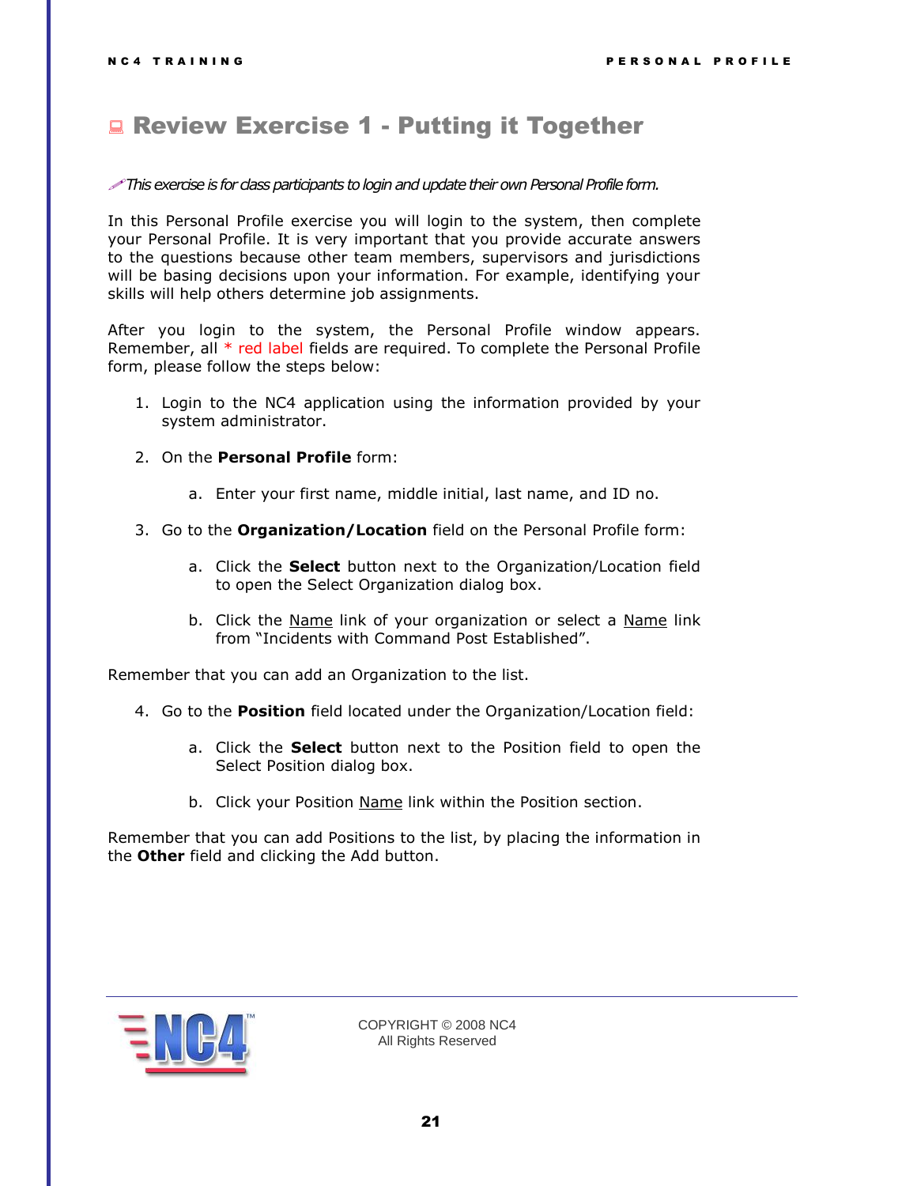# Review Exercise 1 - Putting it Together

*This exercise is for class participants to login and update their own Personal Profile form.*

In this Personal Profile exercise you will login to the system, then complete your Personal Profile. It is very important that you provide accurate answers to the questions because other team members, supervisors and jurisdictions will be basing decisions upon your information. For example, identifying your skills will help others determine job assignments.

After you login to the system, the Personal Profile window appears. Remember, all * red label fields are required. To complete the Personal Profile form, please follow the steps below:

1. Login to the NC4 application using the information provided by your system administrator.
2. On the **Personal Profile** form:
   a. Enter your first name, middle initial, last name, and ID no.
3. Go to the **Organization/Location** field on the Personal Profile form:
   a. Click the **Select** button next to the Organization/Location field to open the Select Organization dialog box.
   b. Click the Name link of your organization or select a Name link from "Incidents with Command Post Established".

Remember that you can add an Organization to the list.

4. Go to the **Position** field located under the Organization/Location field:
   a. Click the **Select** button next to the Position field to open the Select Position dialog box.
   b. Click your Position Name link within the Position section.

Remember that you can add Positions to the list, by placing the information in the **Other** field and clicking the Add button.

COPYRIGHT © 2008 NC4
All Rights Reserved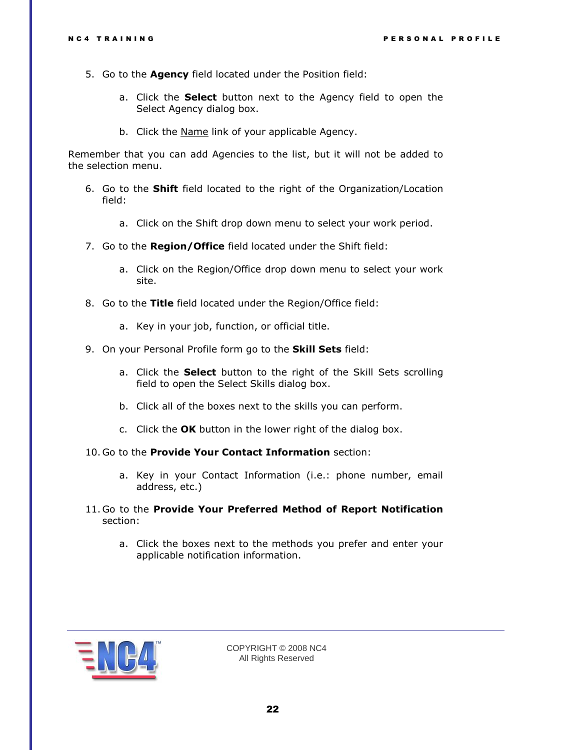5. Go to the **Agency** field located under the Position field:

    a. Click the **Select** button next to the Agency field to open the Select Agency dialog box.

    b. Click the <u>Name</u> link of your applicable Agency.

Remember that you can add Agencies to the list, but it will not be added to the selection menu.

6. Go to the **Shift** field located to the right of the Organization/Location field:

    a. Click on the Shift drop down menu to select your work period.

7. Go to the **Region/Office** field located under the Shift field:

    a. Click on the Region/Office drop down menu to select your work site.

8. Go to the **Title** field located under the Region/Office field:

    a. Key in your job, function, or official title.

9. On your Personal Profile form go to the **Skill Sets** field:

    a. Click the **Select** button to the right of the Skill Sets scrolling field to open the Select Skills dialog box.

    b. Click all of the boxes next to the skills you can perform.

    c. Click the **OK** button in the lower right of the dialog box.

10. Go to the **Provide Your Contact Information** section:

    a. Key in your Contact Information (i.e.: phone number, email address, etc.)

11. Go to the **Provide Your Preferred Method of Report Notification** section:

    a. Click the boxes next to the methods you prefer and enter your applicable notification information.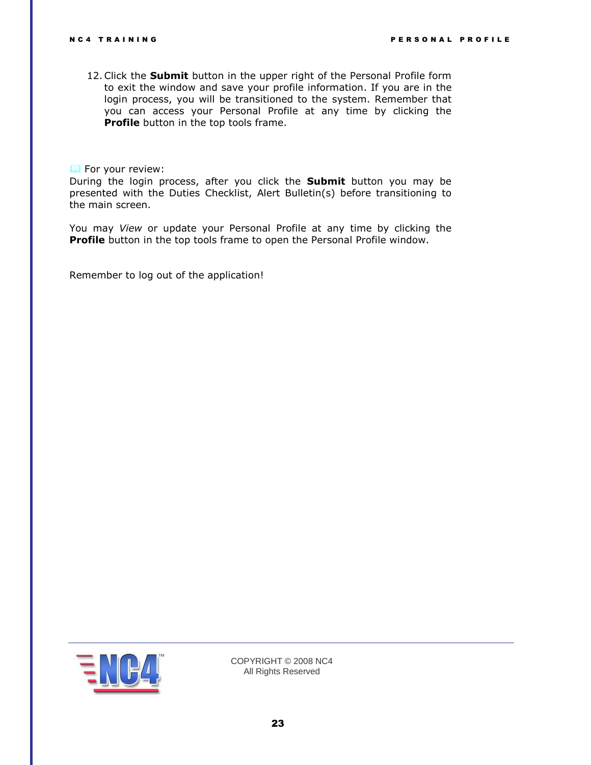12. Click the **Submit** button in the upper right of the Personal Profile form to exit the window and save your profile information. If you are in the login process, you will be transitioned to the system. Remember that you can access your Personal Profile at any time by clicking the **Profile** button in the top tools frame.

For your review:
During the login process, after you click the **Submit** button you may be presented with the Duties Checklist, Alert Bulletin(s) before transitioning to the main screen.

You may *View* or update your Personal Profile at any time by clicking the **Profile** button in the top tools frame to open the Personal Profile window.

Remember to log out of the application!

COPYRIGHT © 2008 NC4
All Rights Reserved